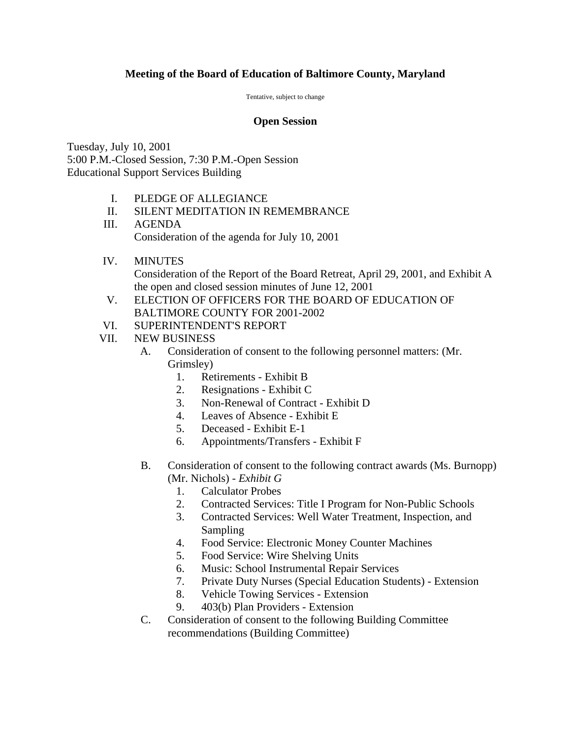**Meeting of the Board of Education of Baltimore County, Maryland**

Tentative, subject to change

**Open Session**

Tuesday, July 10, 2001
5:00 P.M.-Closed Session, 7:30 P.M.-Open Session
Educational Support Services Building

I. PLEDGE OF ALLEGIANCE

II. SILENT MEDITATION IN REMEMBRANCE

III. AGENDA
Consideration of the agenda for July 10, 2001

IV. MINUTES
Consideration of the Report of the Board Retreat, April 29, 2001, and Exhibit A the open and closed session minutes of June 12, 2001

V. ELECTION OF OFFICERS FOR THE BOARD OF EDUCATION OF BALTIMORE COUNTY FOR 2001-2002

VI. SUPERINTENDENT'S REPORT

VII. NEW BUSINESS

A. Consideration of consent to the following personnel matters: (Mr. Grimsley)

1. Retirements - Exhibit B
2. Resignations - Exhibit C
3. Non-Renewal of Contract - Exhibit D
4. Leaves of Absence - Exhibit E
5. Deceased - Exhibit E-1
6. Appointments/Transfers - Exhibit F

B. Consideration of consent to the following contract awards (Ms. Burnopp) (Mr. Nichols) - *Exhibit G*

1. Calculator Probes
2. Contracted Services: Title I Program for Non-Public Schools
3. Contracted Services: Well Water Treatment, Inspection, and Sampling
4. Food Service: Electronic Money Counter Machines
5. Food Service: Wire Shelving Units
6. Music: School Instrumental Repair Services
7. Private Duty Nurses (Special Education Students) - Extension
8. Vehicle Towing Services - Extension
9. 403(b) Plan Providers - Extension

C. Consideration of consent to the following Building Committee recommendations (Building Committee)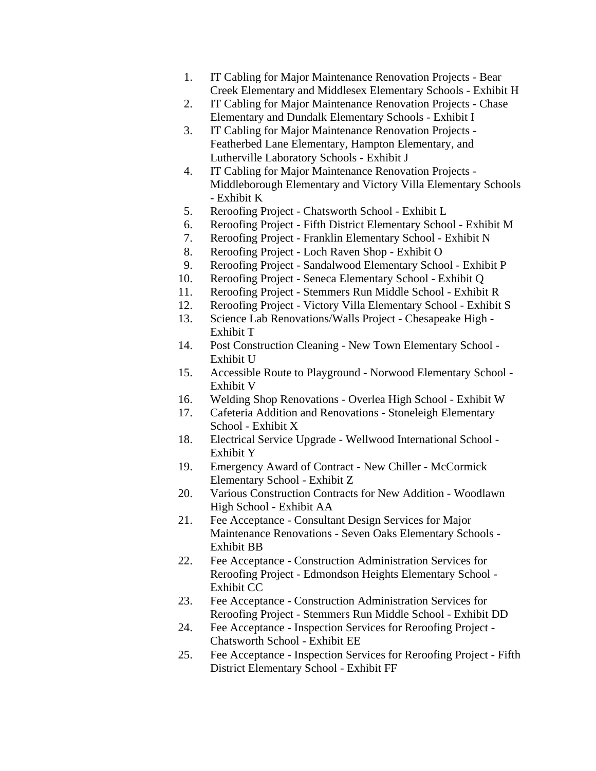1. IT Cabling for Major Maintenance Renovation Projects - Bear Creek Elementary and Middlesex Elementary Schools - Exhibit H
2. IT Cabling for Major Maintenance Renovation Projects - Chase Elementary and Dundalk Elementary Schools - Exhibit I
3. IT Cabling for Major Maintenance Renovation Projects - Featherbed Lane Elementary, Hampton Elementary, and Lutherville Laboratory Schools - Exhibit J
4. IT Cabling for Major Maintenance Renovation Projects - Middleborough Elementary and Victory Villa Elementary Schools - Exhibit K
5. Reroofing Project - Chatsworth School - Exhibit L
6. Reroofing Project - Fifth District Elementary School - Exhibit M
7. Reroofing Project - Franklin Elementary School - Exhibit N
8. Reroofing Project - Loch Raven Shop - Exhibit O
9. Reroofing Project - Sandalwood Elementary School - Exhibit P
10. Reroofing Project - Seneca Elementary School - Exhibit Q
11. Reroofing Project - Stemmers Run Middle School - Exhibit R
12. Reroofing Project - Victory Villa Elementary School - Exhibit S
13. Science Lab Renovations/Walls Project - Chesapeake High - Exhibit T
14. Post Construction Cleaning - New Town Elementary School - Exhibit U
15. Accessible Route to Playground - Norwood Elementary School - Exhibit V
16. Welding Shop Renovations - Overlea High School - Exhibit W
17. Cafeteria Addition and Renovations - Stoneleigh Elementary School - Exhibit X
18. Electrical Service Upgrade - Wellwood International School - Exhibit Y
19. Emergency Award of Contract - New Chiller - McCormick Elementary School - Exhibit Z
20. Various Construction Contracts for New Addition - Woodlawn High School - Exhibit AA
21. Fee Acceptance - Consultant Design Services for Major Maintenance Renovations - Seven Oaks Elementary Schools - Exhibit BB
22. Fee Acceptance - Construction Administration Services for Reroofing Project - Edmondson Heights Elementary School - Exhibit CC
23. Fee Acceptance - Construction Administration Services for Reroofing Project - Stemmers Run Middle School - Exhibit DD
24. Fee Acceptance - Inspection Services for Reroofing Project - Chatsworth School - Exhibit EE
25. Fee Acceptance - Inspection Services for Reroofing Project - Fifth District Elementary School - Exhibit FF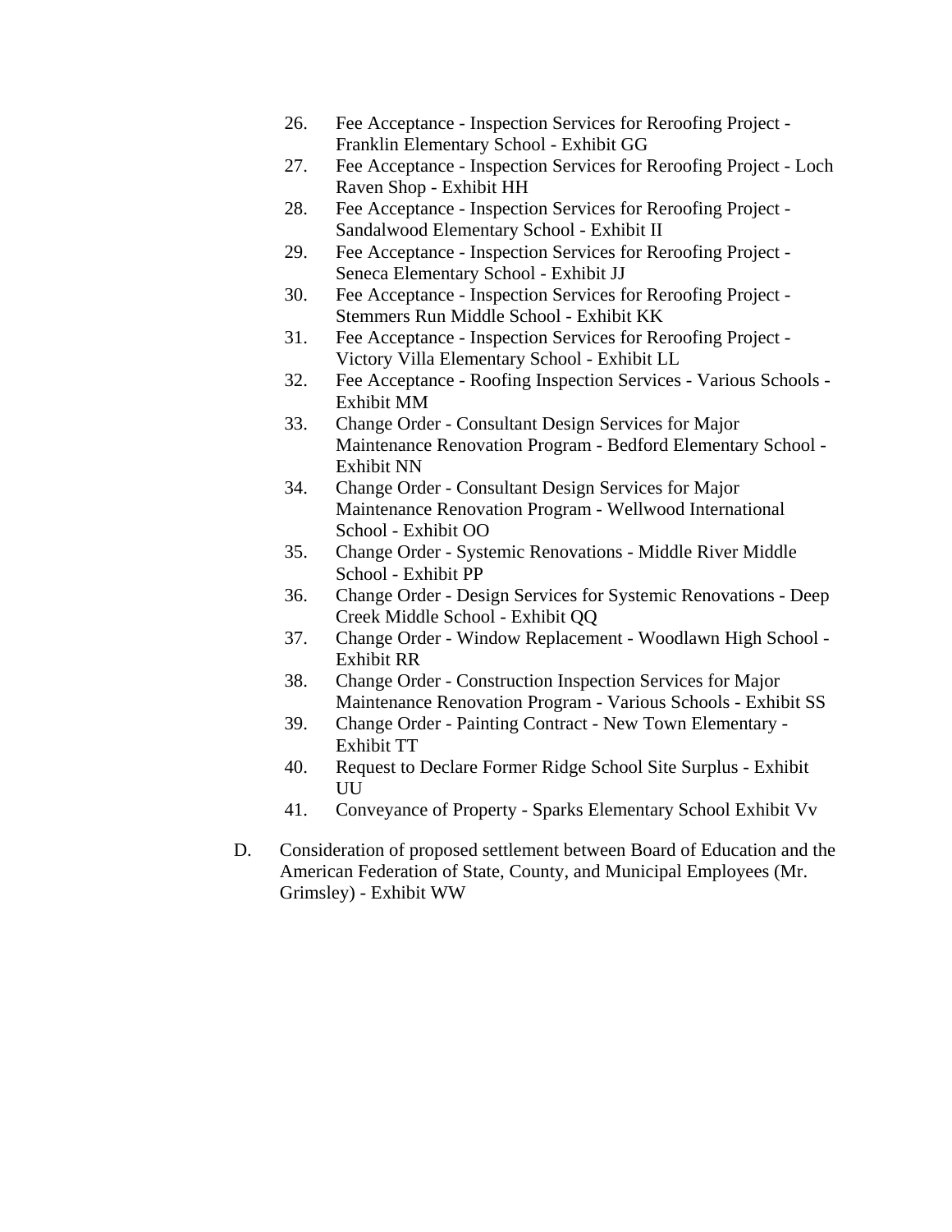26. Fee Acceptance - Inspection Services for Reroofing Project - Franklin Elementary School - Exhibit GG
27. Fee Acceptance - Inspection Services for Reroofing Project - Loch Raven Shop - Exhibit HH
28. Fee Acceptance - Inspection Services for Reroofing Project - Sandalwood Elementary School - Exhibit II
29. Fee Acceptance - Inspection Services for Reroofing Project - Seneca Elementary School - Exhibit JJ
30. Fee Acceptance - Inspection Services for Reroofing Project - Stemmers Run Middle School - Exhibit KK
31. Fee Acceptance - Inspection Services for Reroofing Project - Victory Villa Elementary School - Exhibit LL
32. Fee Acceptance - Roofing Inspection Services - Various Schools - Exhibit MM
33. Change Order - Consultant Design Services for Major Maintenance Renovation Program - Bedford Elementary School - Exhibit NN
34. Change Order - Consultant Design Services for Major Maintenance Renovation Program - Wellwood International School - Exhibit OO
35. Change Order - Systemic Renovations - Middle River Middle School - Exhibit PP
36. Change Order - Design Services for Systemic Renovations - Deep Creek Middle School - Exhibit QQ
37. Change Order - Window Replacement - Woodlawn High School - Exhibit RR
38. Change Order - Construction Inspection Services for Major Maintenance Renovation Program - Various Schools - Exhibit SS
39. Change Order - Painting Contract - New Town Elementary - Exhibit TT
40. Request to Declare Former Ridge School Site Surplus - Exhibit UU
41. Conveyance of Property - Sparks Elementary School Exhibit Vv

D. Consideration of proposed settlement between Board of Education and the American Federation of State, County, and Municipal Employees (Mr. Grimsley) - Exhibit WW